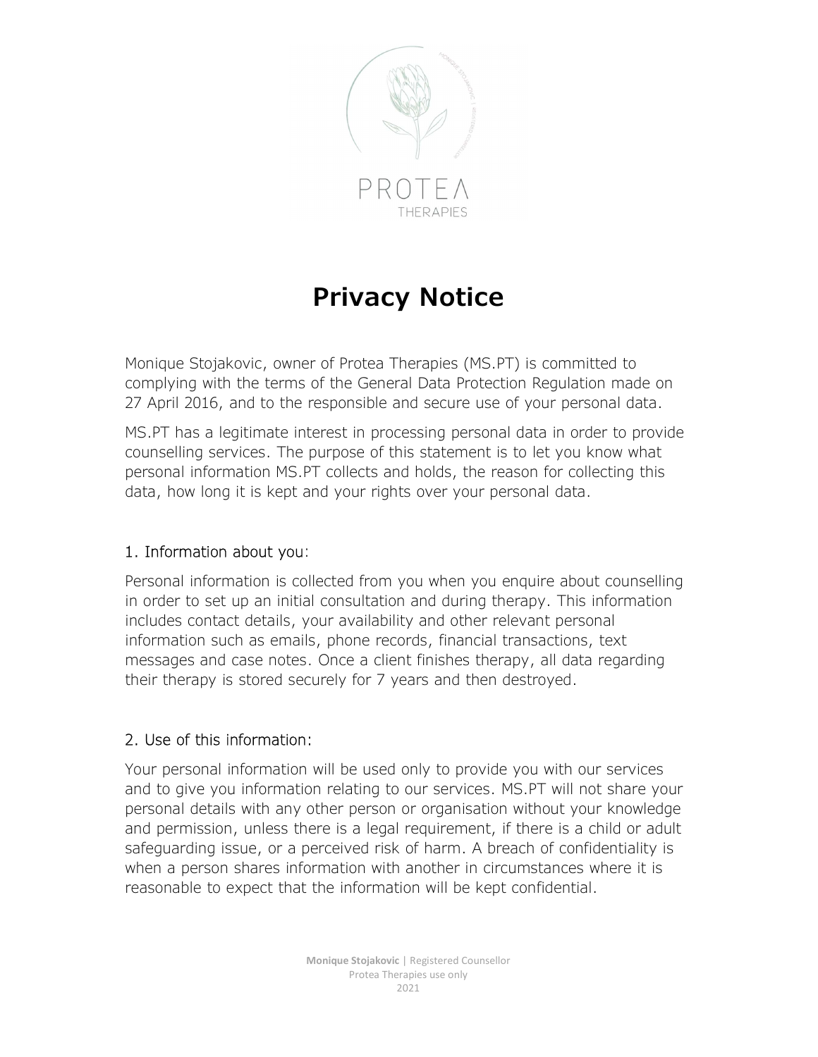# Privacy Notice

Monique Stojakovic, owner of Protea Therapies (MS.PT) is committed to complying with the terms of the General Data Protection Regulation made on 27 April 2016, and to the responsible and secure use of your personal data.

MS.PT has a legitimate interest in processing personal data in order to provide counselling services. The purpose of this statement is to let you know what personal information MS.PT collects and holds, the reason for collecting this data, how long it is kept and your rights over your personal data.

## 1. Information about you:

Personal information is collected from you when you enquire about counselling in order to set up an initial consultation and during therapy. This information includes contact details, your availability and other relevant personal information such as emails, phone records, financial transactions, text messages and case notes. Once a client finishes therapy, all data regarding their therapy is stored securely for 7 years and then destroyed.

## 2. Use of this information:

Your personal information will be used only to provide you with our services and to give you information relating to our services. MS.PT will not share your personal details with any other person or organisation without your knowledge and permission, unless there is a legal requirement, if there is a child or adult safeguarding issue, or a perceived risk of harm. A breach of confidentiality is when a person shares information with another in circumstances where it is reasonable to expect that the information will be kept confidential.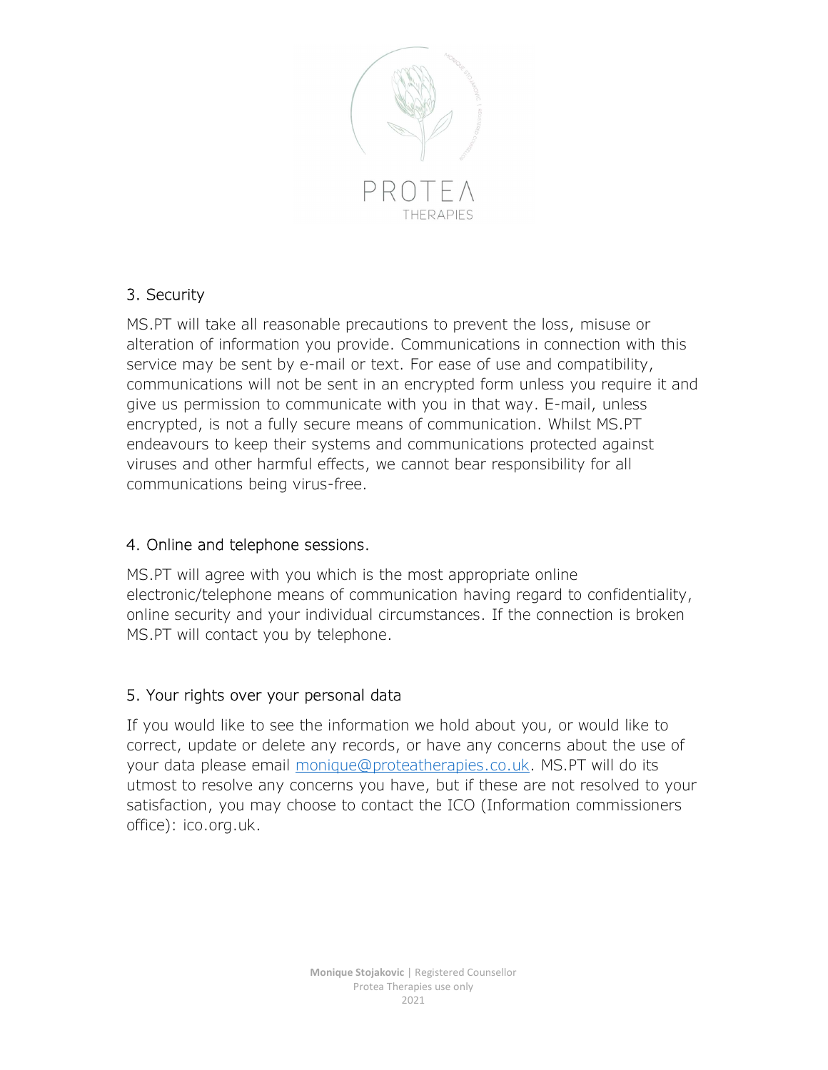## 3. Security

MS.PT will take all reasonable precautions to prevent the loss, misuse or alteration of information you provide. Communications in connection with this service may be sent by e-mail or text. For ease of use and compatibility, communications will not be sent in an encrypted form unless you require it and give us permission to communicate with you in that way. E-mail, unless encrypted, is not a fully secure means of communication. Whilst MS.PT endeavours to keep their systems and communications protected against viruses and other harmful effects, we cannot bear responsibility for all communications being virus-free.

## 4. Online and telephone sessions.

MS.PT will agree with you which is the most appropriate online electronic/telephone means of communication having regard to confidentiality, online security and your individual circumstances. If the connection is broken MS.PT will contact you by telephone.

## 5. Your rights over your personal data

If you would like to see the information we hold about you, or would like to correct, update or delete any records, or have any concerns about the use of your data please email [monique@proteatherapies.co.uk](mailto:monique@proteatherapies.co.uk). MS.PT will do its utmost to resolve any concerns you have, but if these are not resolved to your satisfaction, you may choose to contact the ICO (Information commissioners office): ico.org.uk.